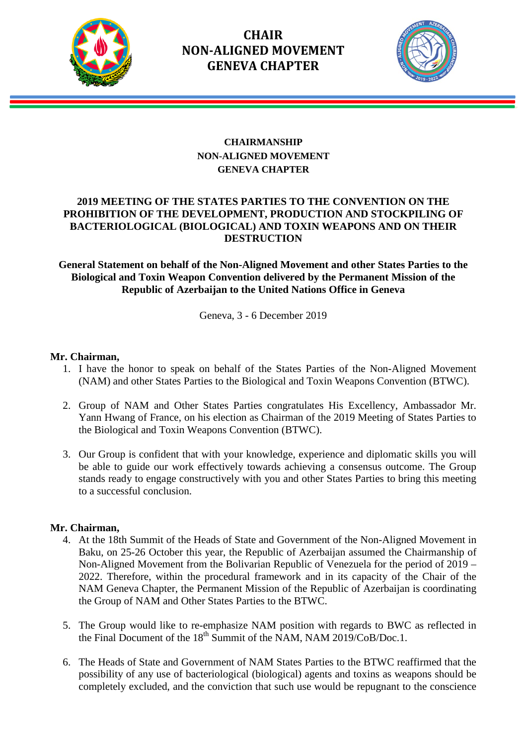# CHAIR
# NON-ALIGNED MOVEMENT
# GENEVA CHAPTER

**CHAIRMANSHIP**
**NON-ALIGNED MOVEMENT**
**GENEVA CHAPTER**

## 2019 MEETING OF THE STATES PARTIES TO THE CONVENTION ON THE PROHIBITION OF THE DEVELOPMENT, PRODUCTION AND STOCKPILING OF BACTERIOLOGICAL (BIOLOGICAL) AND TOXIN WEAPONS AND ON THEIR DESTRUCTION

**General Statement on behalf of the Non-Aligned Movement and other States Parties to the Biological and Toxin Weapon Convention delivered by the Permanent Mission of the Republic of Azerbaijan to the United Nations Office in Geneva**

Geneva, 3 - 6 December 2019

**Mr. Chairman,**

1. I have the honor to speak on behalf of the States Parties of the Non-Aligned Movement (NAM) and other States Parties to the Biological and Toxin Weapons Convention (BTWC).

2. Group of NAM and Other States Parties congratulates His Excellency, Ambassador Mr. Yann Hwang of France, on his election as Chairman of the 2019 Meeting of States Parties to the Biological and Toxin Weapons Convention (BTWC).

3. Our Group is confident that with your knowledge, experience and diplomatic skills you will be able to guide our work effectively towards achieving a consensus outcome. The Group stands ready to engage constructively with you and other States Parties to bring this meeting to a successful conclusion.

**Mr. Chairman,**

4. At the 18th Summit of the Heads of State and Government of the Non-Aligned Movement in Baku, on 25-26 October this year, the Republic of Azerbaijan assumed the Chairmanship of Non-Aligned Movement from the Bolivarian Republic of Venezuela for the period of 2019 – 2022. Therefore, within the procedural framework and in its capacity of the Chair of the NAM Geneva Chapter, the Permanent Mission of the Republic of Azerbaijan is coordinating the Group of NAM and Other States Parties to the BTWC.

5. The Group would like to re-emphasize NAM position with regards to BWC as reflected in the Final Document of the 18th Summit of the NAM, NAM 2019/CoB/Doc.1.

6. The Heads of State and Government of NAM States Parties to the BTWC reaffirmed that the possibility of any use of bacteriological (biological) agents and toxins as weapons should be completely excluded, and the conviction that such use would be repugnant to the conscience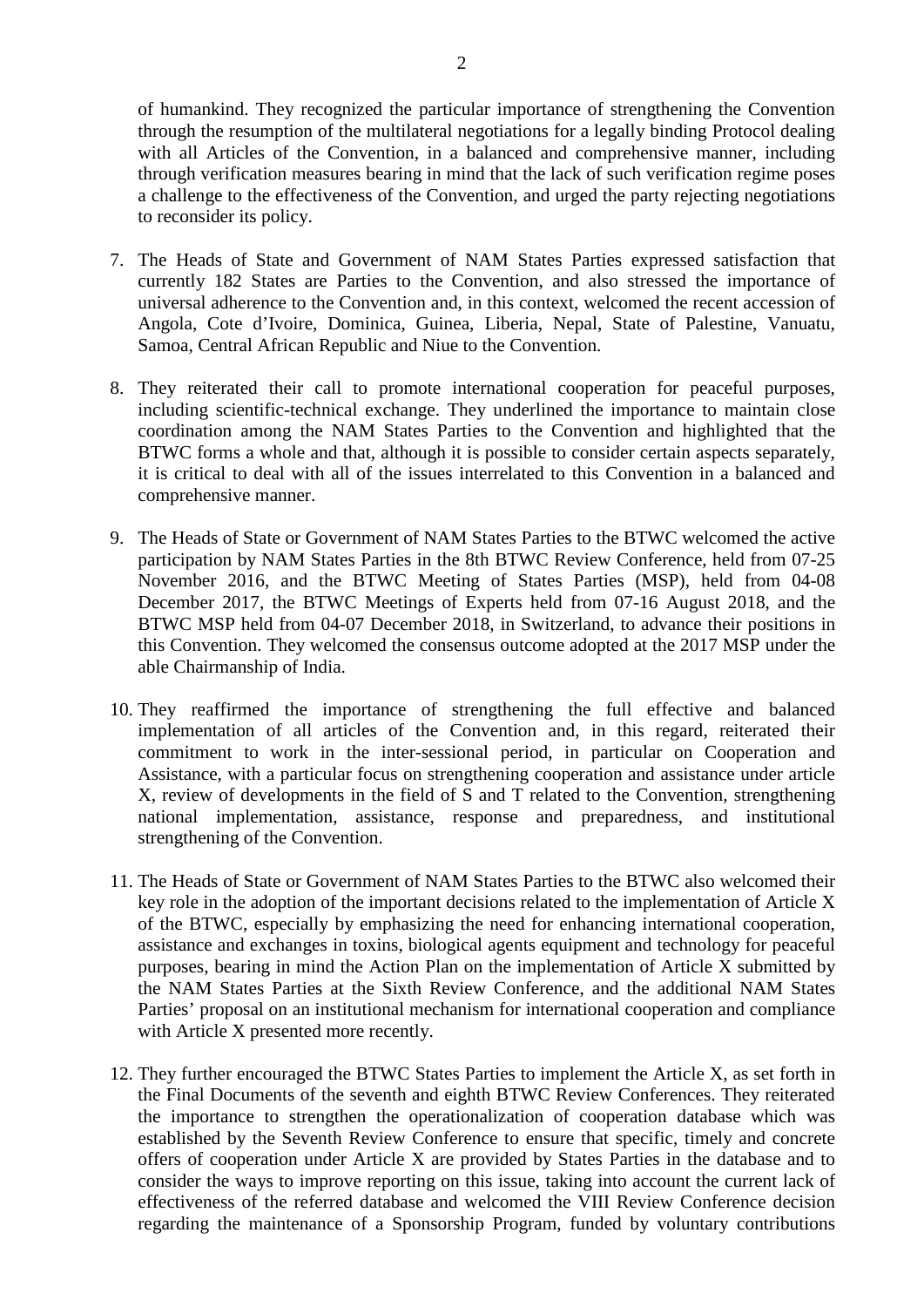of humankind. They recognized the particular importance of strengthening the Convention through the resumption of the multilateral negotiations for a legally binding Protocol dealing with all Articles of the Convention, in a balanced and comprehensive manner, including through verification measures bearing in mind that the lack of such verification regime poses a challenge to the effectiveness of the Convention, and urged the party rejecting negotiations to reconsider its policy.

7. The Heads of State and Government of NAM States Parties expressed satisfaction that currently 182 States are Parties to the Convention, and also stressed the importance of universal adherence to the Convention and, in this context, welcomed the recent accession of Angola, Cote d'Ivoire, Dominica, Guinea, Liberia, Nepal, State of Palestine, Vanuatu, Samoa, Central African Republic and Niue to the Convention.

8. They reiterated their call to promote international cooperation for peaceful purposes, including scientific-technical exchange. They underlined the importance to maintain close coordination among the NAM States Parties to the Convention and highlighted that the BTWC forms a whole and that, although it is possible to consider certain aspects separately, it is critical to deal with all of the issues interrelated to this Convention in a balanced and comprehensive manner.

9. The Heads of State or Government of NAM States Parties to the BTWC welcomed the active participation by NAM States Parties in the 8th BTWC Review Conference, held from 07-25 November 2016, and the BTWC Meeting of States Parties (MSP), held from 04-08 December 2017, the BTWC Meetings of Experts held from 07-16 August 2018, and the BTWC MSP held from 04-07 December 2018, in Switzerland, to advance their positions in this Convention. They welcomed the consensus outcome adopted at the 2017 MSP under the able Chairmanship of India.

10. They reaffirmed the importance of strengthening the full effective and balanced implementation of all articles of the Convention and, in this regard, reiterated their commitment to work in the inter-sessional period, in particular on Cooperation and Assistance, with a particular focus on strengthening cooperation and assistance under article X, review of developments in the field of S and T related to the Convention, strengthening national implementation, assistance, response and preparedness, and institutional strengthening of the Convention.

11. The Heads of State or Government of NAM States Parties to the BTWC also welcomed their key role in the adoption of the important decisions related to the implementation of Article X of the BTWC, especially by emphasizing the need for enhancing international cooperation, assistance and exchanges in toxins, biological agents equipment and technology for peaceful purposes, bearing in mind the Action Plan on the implementation of Article X submitted by the NAM States Parties at the Sixth Review Conference, and the additional NAM States Parties' proposal on an institutional mechanism for international cooperation and compliance with Article X presented more recently.

12. They further encouraged the BTWC States Parties to implement the Article X, as set forth in the Final Documents of the seventh and eighth BTWC Review Conferences. They reiterated the importance to strengthen the operationalization of cooperation database which was established by the Seventh Review Conference to ensure that specific, timely and concrete offers of cooperation under Article X are provided by States Parties in the database and to consider the ways to improve reporting on this issue, taking into account the current lack of effectiveness of the referred database and welcomed the VIII Review Conference decision regarding the maintenance of a Sponsorship Program, funded by voluntary contributions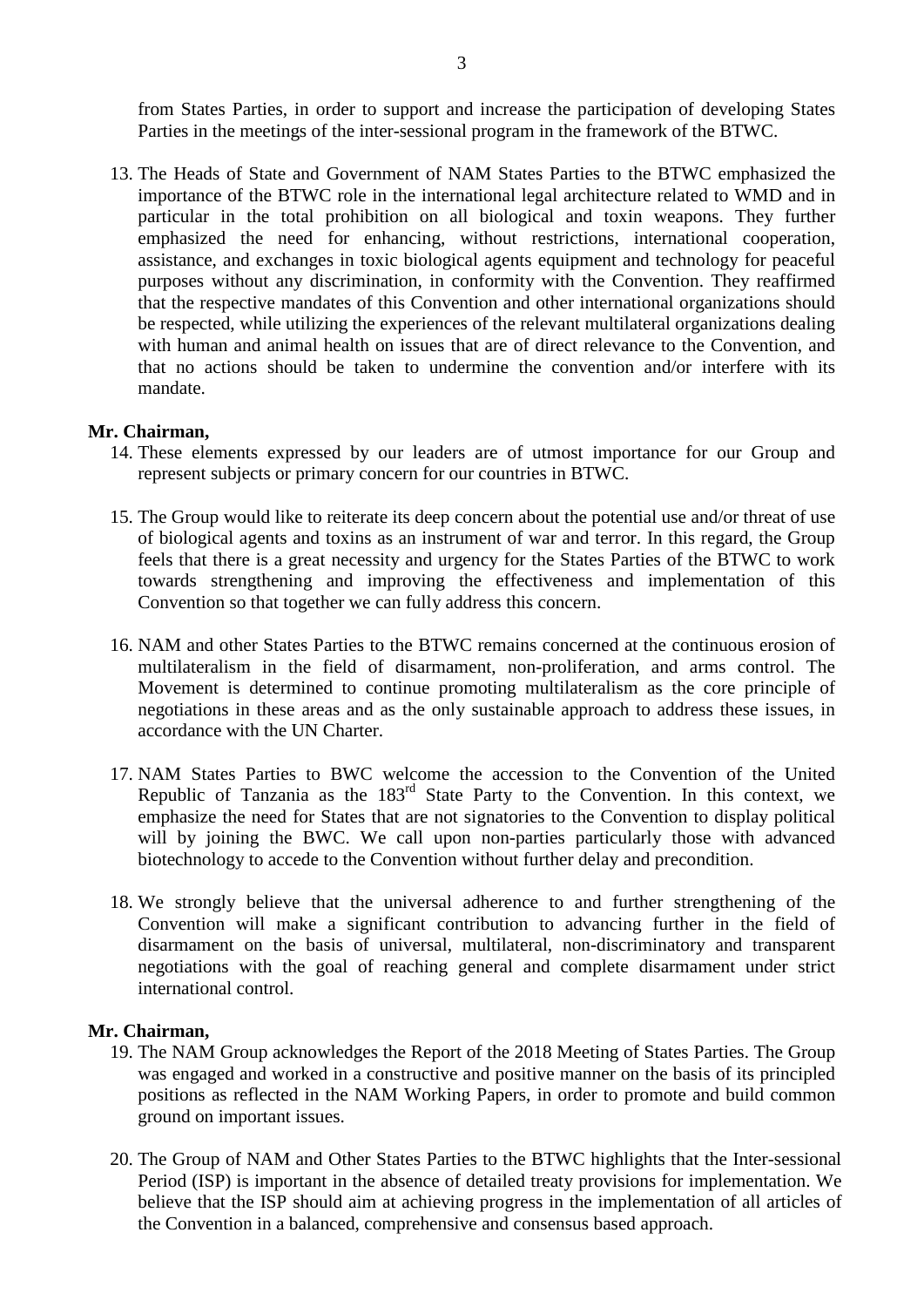from States Parties, in order to support and increase the participation of developing States Parties in the meetings of the inter-sessional program in the framework of the BTWC.

13. The Heads of State and Government of NAM States Parties to the BTWC emphasized the importance of the BTWC role in the international legal architecture related to WMD and in particular in the total prohibition on all biological and toxin weapons. They further emphasized the need for enhancing, without restrictions, international cooperation, assistance, and exchanges in toxic biological agents equipment and technology for peaceful purposes without any discrimination, in conformity with the Convention. They reaffirmed that the respective mandates of this Convention and other international organizations should be respected, while utilizing the experiences of the relevant multilateral organizations dealing with human and animal health on issues that are of direct relevance to the Convention, and that no actions should be taken to undermine the convention and/or interfere with its mandate.

**Mr. Chairman,**

14. These elements expressed by our leaders are of utmost importance for our Group and represent subjects or primary concern for our countries in BTWC.

15. The Group would like to reiterate its deep concern about the potential use and/or threat of use of biological agents and toxins as an instrument of war and terror. In this regard, the Group feels that there is a great necessity and urgency for the States Parties of the BTWC to work towards strengthening and improving the effectiveness and implementation of this Convention so that together we can fully address this concern.

16. NAM and other States Parties to the BTWC remains concerned at the continuous erosion of multilateralism in the field of disarmament, non-proliferation, and arms control. The Movement is determined to continue promoting multilateralism as the core principle of negotiations in these areas and as the only sustainable approach to address these issues, in accordance with the UN Charter.

17. NAM States Parties to BWC welcome the accession to the Convention of the United Republic of Tanzania as the 183rd State Party to the Convention. In this context, we emphasize the need for States that are not signatories to the Convention to display political will by joining the BWC. We call upon non-parties particularly those with advanced biotechnology to accede to the Convention without further delay and precondition.

18. We strongly believe that the universal adherence to and further strengthening of the Convention will make a significant contribution to advancing further in the field of disarmament on the basis of universal, multilateral, non-discriminatory and transparent negotiations with the goal of reaching general and complete disarmament under strict international control.

**Mr. Chairman,**

19. The NAM Group acknowledges the Report of the 2018 Meeting of States Parties. The Group was engaged and worked in a constructive and positive manner on the basis of its principled positions as reflected in the NAM Working Papers, in order to promote and build common ground on important issues.

20. The Group of NAM and Other States Parties to the BTWC highlights that the Inter-sessional Period (ISP) is important in the absence of detailed treaty provisions for implementation. We believe that the ISP should aim at achieving progress in the implementation of all articles of the Convention in a balanced, comprehensive and consensus based approach.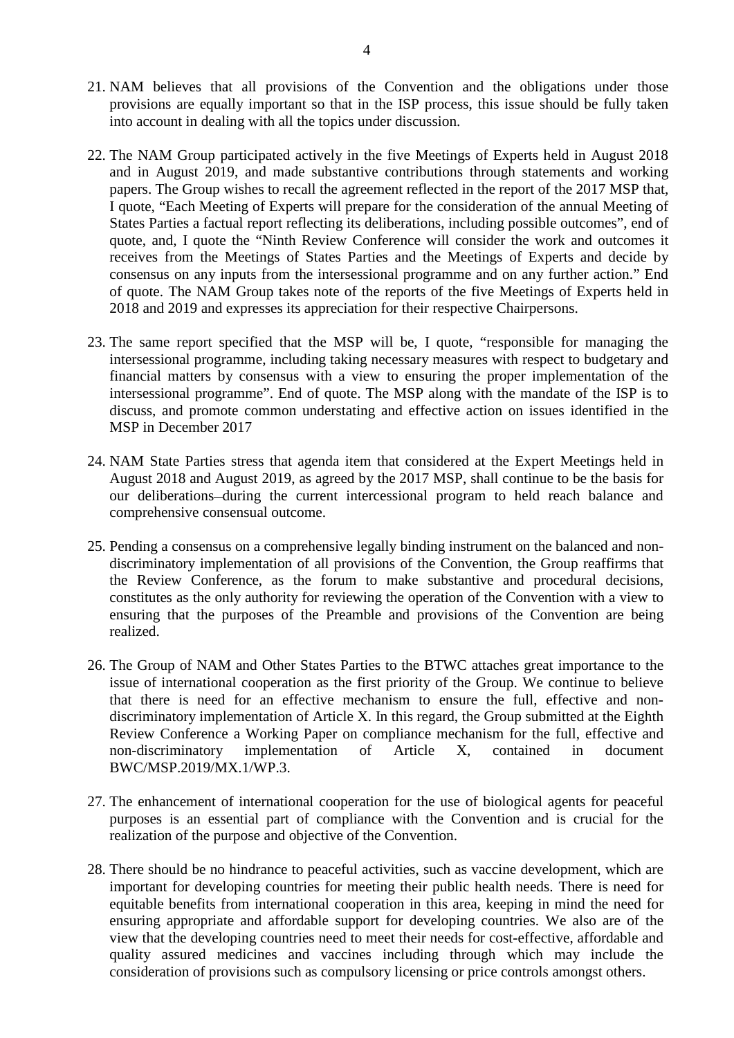21. NAM believes that all provisions of the Convention and the obligations under those provisions are equally important so that in the ISP process, this issue should be fully taken into account in dealing with all the topics under discussion.

22. The NAM Group participated actively in the five Meetings of Experts held in August 2018 and in August 2019, and made substantive contributions through statements and working papers. The Group wishes to recall the agreement reflected in the report of the 2017 MSP that, I quote, "Each Meeting of Experts will prepare for the consideration of the annual Meeting of States Parties a factual report reflecting its deliberations, including possible outcomes", end of quote, and, I quote the "Ninth Review Conference will consider the work and outcomes it receives from the Meetings of States Parties and the Meetings of Experts and decide by consensus on any inputs from the intersessional programme and on any further action." End of quote. The NAM Group takes note of the reports of the five Meetings of Experts held in 2018 and 2019 and expresses its appreciation for their respective Chairpersons.

23. The same report specified that the MSP will be, I quote, "responsible for managing the intersessional programme, including taking necessary measures with respect to budgetary and financial matters by consensus with a view to ensuring the proper implementation of the intersessional programme". End of quote. The MSP along with the mandate of the ISP is to discuss, and promote common understating and effective action on issues identified in the MSP in December 2017

24. NAM State Parties stress that agenda item that considered at the Expert Meetings held in August 2018 and August 2019, as agreed by the 2017 MSP, shall continue to be the basis for our deliberations during the current intercessional program to held reach balance and comprehensive consensual outcome.

25. Pending a consensus on a comprehensive legally binding instrument on the balanced and non-discriminatory implementation of all provisions of the Convention, the Group reaffirms that the Review Conference, as the forum to make substantive and procedural decisions, constitutes as the only authority for reviewing the operation of the Convention with a view to ensuring that the purposes of the Preamble and provisions of the Convention are being realized.

26. The Group of NAM and Other States Parties to the BTWC attaches great importance to the issue of international cooperation as the first priority of the Group. We continue to believe that there is need for an effective mechanism to ensure the full, effective and non-discriminatory implementation of Article X. In this regard, the Group submitted at the Eighth Review Conference a Working Paper on compliance mechanism for the full, effective and non-discriminatory implementation of Article X, contained in document BWC/MSP.2019/MX.1/WP.3.

27. The enhancement of international cooperation for the use of biological agents for peaceful purposes is an essential part of compliance with the Convention and is crucial for the realization of the purpose and objective of the Convention.

28. There should be no hindrance to peaceful activities, such as vaccine development, which are important for developing countries for meeting their public health needs. There is need for equitable benefits from international cooperation in this area, keeping in mind the need for ensuring appropriate and affordable support for developing countries. We also are of the view that the developing countries need to meet their needs for cost-effective, affordable and quality assured medicines and vaccines including through which may include the consideration of provisions such as compulsory licensing or price controls amongst others.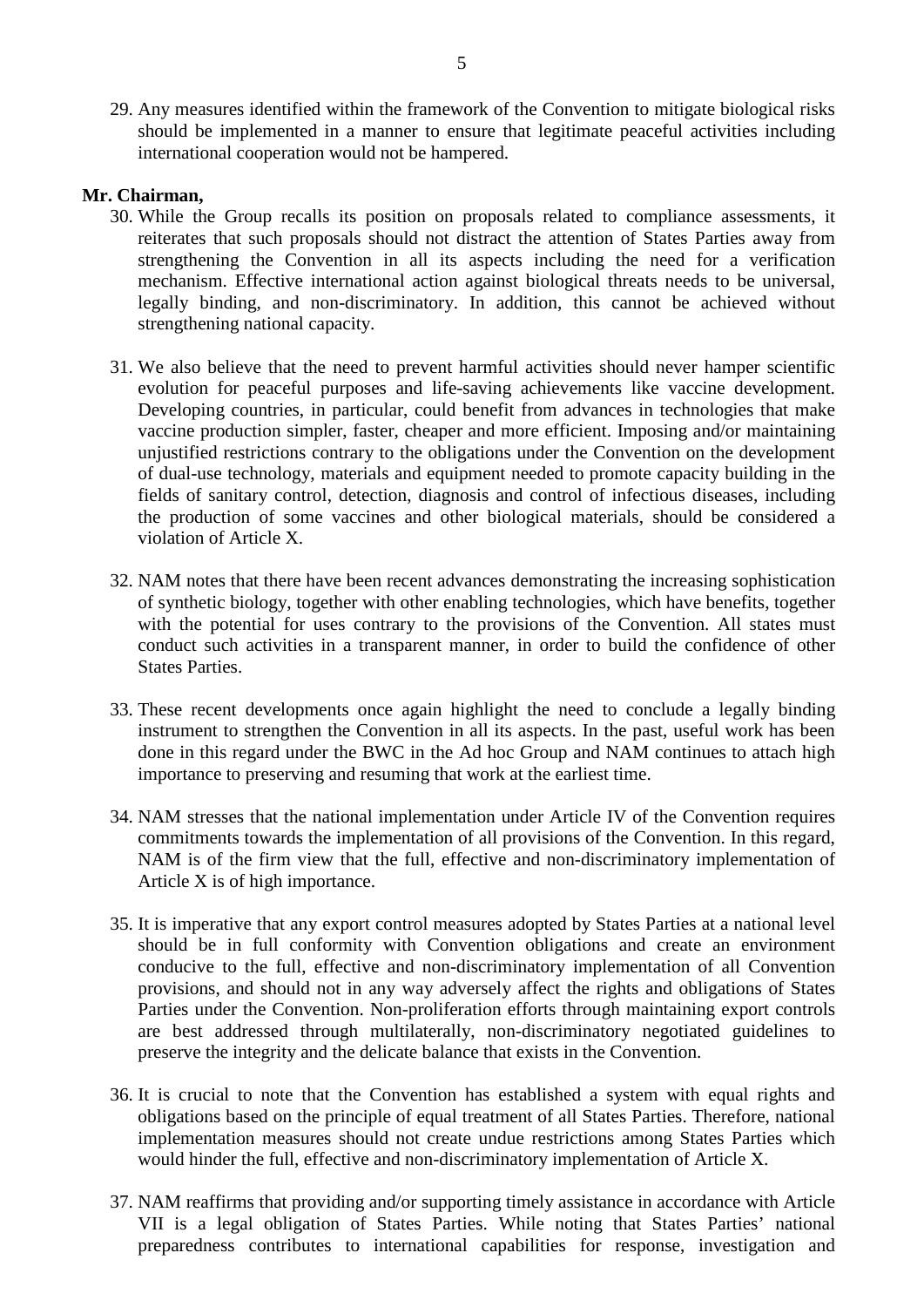29. Any measures identified within the framework of the Convention to mitigate biological risks should be implemented in a manner to ensure that legitimate peaceful activities including international cooperation would not be hampered.

**Mr. Chairman,**

30. While the Group recalls its position on proposals related to compliance assessments, it reiterates that such proposals should not distract the attention of States Parties away from strengthening the Convention in all its aspects including the need for a verification mechanism. Effective international action against biological threats needs to be universal, legally binding, and non-discriminatory. In addition, this cannot be achieved without strengthening national capacity.

31. We also believe that the need to prevent harmful activities should never hamper scientific evolution for peaceful purposes and life-saving achievements like vaccine development. Developing countries, in particular, could benefit from advances in technologies that make vaccine production simpler, faster, cheaper and more efficient. Imposing and/or maintaining unjustified restrictions contrary to the obligations under the Convention on the development of dual-use technology, materials and equipment needed to promote capacity building in the fields of sanitary control, detection, diagnosis and control of infectious diseases, including the production of some vaccines and other biological materials, should be considered a violation of Article X.

32. NAM notes that there have been recent advances demonstrating the increasing sophistication of synthetic biology, together with other enabling technologies, which have benefits, together with the potential for uses contrary to the provisions of the Convention. All states must conduct such activities in a transparent manner, in order to build the confidence of other States Parties.

33. These recent developments once again highlight the need to conclude a legally binding instrument to strengthen the Convention in all its aspects. In the past, useful work has been done in this regard under the BWC in the Ad hoc Group and NAM continues to attach high importance to preserving and resuming that work at the earliest time.

34. NAM stresses that the national implementation under Article IV of the Convention requires commitments towards the implementation of all provisions of the Convention. In this regard, NAM is of the firm view that the full, effective and non-discriminatory implementation of Article X is of high importance.

35. It is imperative that any export control measures adopted by States Parties at a national level should be in full conformity with Convention obligations and create an environment conducive to the full, effective and non-discriminatory implementation of all Convention provisions, and should not in any way adversely affect the rights and obligations of States Parties under the Convention. Non-proliferation efforts through maintaining export controls are best addressed through multilaterally, non-discriminatory negotiated guidelines to preserve the integrity and the delicate balance that exists in the Convention.

36. It is crucial to note that the Convention has established a system with equal rights and obligations based on the principle of equal treatment of all States Parties. Therefore, national implementation measures should not create undue restrictions among States Parties which would hinder the full, effective and non-discriminatory implementation of Article X.

37. NAM reaffirms that providing and/or supporting timely assistance in accordance with Article VII is a legal obligation of States Parties. While noting that States Parties' national preparedness contributes to international capabilities for response, investigation and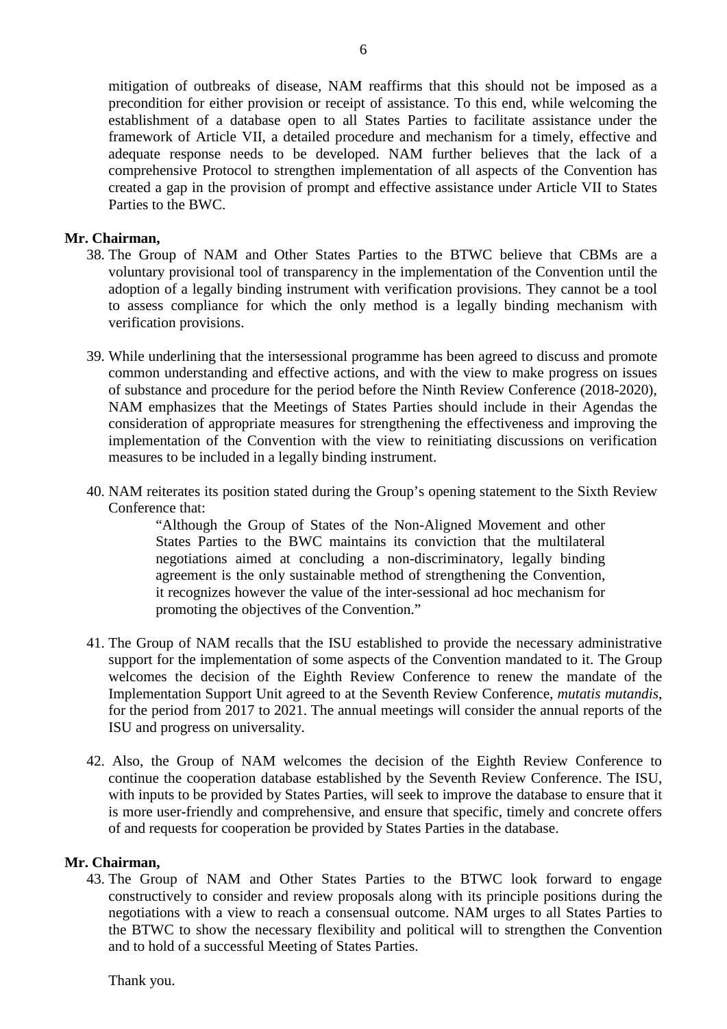mitigation of outbreaks of disease, NAM reaffirms that this should not be imposed as a precondition for either provision or receipt of assistance. To this end, while welcoming the establishment of a database open to all States Parties to facilitate assistance under the framework of Article VII, a detailed procedure and mechanism for a timely, effective and adequate response needs to be developed. NAM further believes that the lack of a comprehensive Protocol to strengthen implementation of all aspects of the Convention has created a gap in the provision of prompt and effective assistance under Article VII to States Parties to the BWC.

**Mr. Chairman,**

38. The Group of NAM and Other States Parties to the BTWC believe that CBMs are a voluntary provisional tool of transparency in the implementation of the Convention until the adoption of a legally binding instrument with verification provisions. They cannot be a tool to assess compliance for which the only method is a legally binding mechanism with verification provisions.

39. While underlining that the intersessional programme has been agreed to discuss and promote common understanding and effective actions, and with the view to make progress on issues of substance and procedure for the period before the Ninth Review Conference (2018-2020), NAM emphasizes that the Meetings of States Parties should include in their Agendas the consideration of appropriate measures for strengthening the effectiveness and improving the implementation of the Convention with the view to reinitiating discussions on verification measures to be included in a legally binding instrument.

40. NAM reiterates its position stated during the Group's opening statement to the Sixth Review Conference that:

    > "Although the Group of States of the Non-Aligned Movement and other States Parties to the BWC maintains its conviction that the multilateral negotiations aimed at concluding a non-discriminatory, legally binding agreement is the only sustainable method of strengthening the Convention, it recognizes however the value of the inter-sessional ad hoc mechanism for promoting the objectives of the Convention."

41. The Group of NAM recalls that the ISU established to provide the necessary administrative support for the implementation of some aspects of the Convention mandated to it. The Group welcomes the decision of the Eighth Review Conference to renew the mandate of the Implementation Support Unit agreed to at the Seventh Review Conference, *mutatis mutandis*, for the period from 2017 to 2021. The annual meetings will consider the annual reports of the ISU and progress on universality.

42. Also, the Group of NAM welcomes the decision of the Eighth Review Conference to continue the cooperation database established by the Seventh Review Conference. The ISU, with inputs to be provided by States Parties, will seek to improve the database to ensure that it is more user-friendly and comprehensive, and ensure that specific, timely and concrete offers of and requests for cooperation be provided by States Parties in the database.

**Mr. Chairman,**

43. The Group of NAM and Other States Parties to the BTWC look forward to engage constructively to consider and review proposals along with its principle positions during the negotiations with a view to reach a consensual outcome. NAM urges to all States Parties to the BTWC to show the necessary flexibility and political will to strengthen the Convention and to hold of a successful Meeting of States Parties.

Thank you.